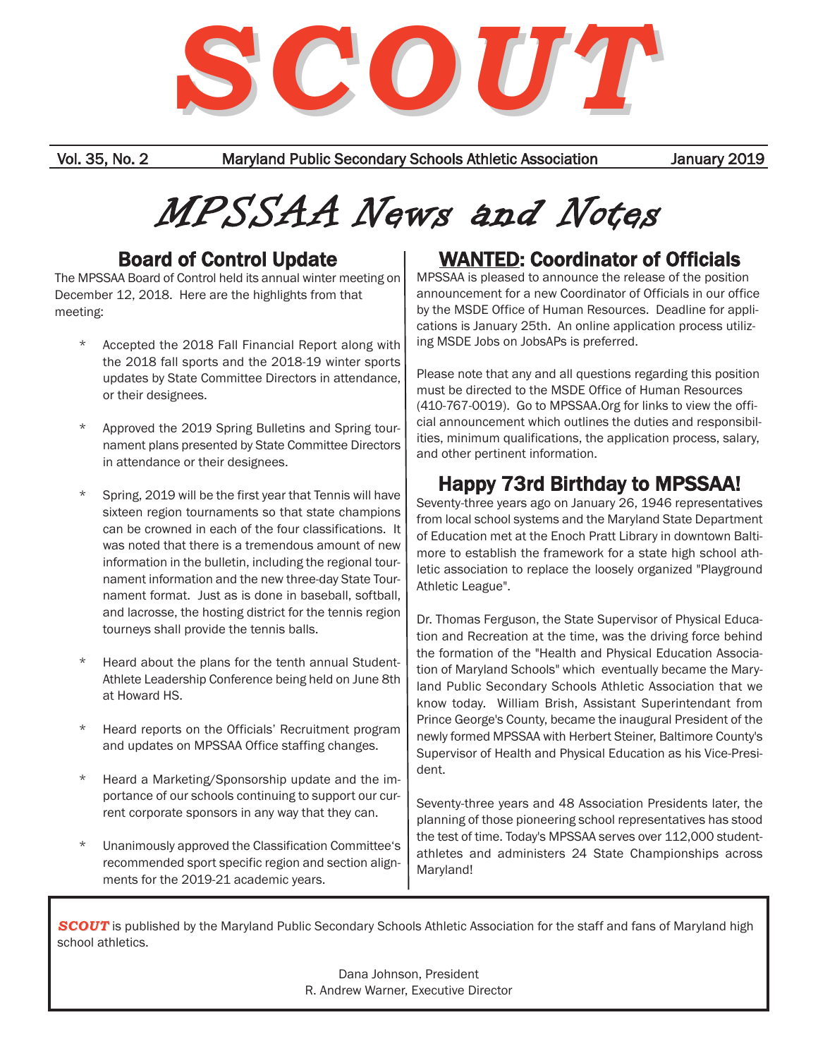# SCOUT

Vol. 35, No. 2 — Maryland Public Secondary Schools Athletic Association — January 2019

# MPSSAA News and Notes

## Board of Control Update

The MPSSAA Board of Control held its annual winter meeting on December 12, 2018. Here are the highlights from that meeting:

* Accepted the 2018 Fall Financial Report along with the 2018 fall sports and the 2018-19 winter sports updates by State Committee Directors in attendance, or their designees.
* Approved the 2019 Spring Bulletins and Spring tournament plans presented by State Committee Directors in attendance or their designees.
* Spring, 2019 will be the first year that Tennis will have sixteen region tournaments so that state champions can be crowned in each of the four classifications. It was noted that there is a tremendous amount of new information in the bulletin, including the regional tournament information and the new three-day State Tournament format. Just as is done in baseball, softball, and lacrosse, the hosting district for the tennis region tourneys shall provide the tennis balls.
* Heard about the plans for the tenth annual Student-Athlete Leadership Conference being held on June 8th at Howard HS.
* Heard reports on the Officials' Recruitment program and updates on MPSSAA Office staffing changes.
* Heard a Marketing/Sponsorship update and the importance of our schools continuing to support our current corporate sponsors in any way that they can.
* Unanimously approved the Classification Committee's recommended sport specific region and section alignments for the 2019-21 academic years.

## WANTED: Coordinator of Officials

MPSSAA is pleased to announce the release of the position announcement for a new Coordinator of Officials in our office by the MSDE Office of Human Resources. Deadline for applications is January 25th. An online application process utilizing MSDE Jobs on JobsAPs is preferred.

Please note that any and all questions regarding this position must be directed to the MSDE Office of Human Resources (410-767-0019). Go to MPSSAA.Org for links to view the official announcement which outlines the duties and responsibilities, minimum qualifications, the application process, salary, and other pertinent information.

## Happy 73rd Birthday to MPSSAA!

Seventy-three years ago on January 26, 1946 representatives from local school systems and the Maryland State Department of Education met at the Enoch Pratt Library in downtown Baltimore to establish the framework for a state high school athletic association to replace the loosely organized "Playground Athletic League".

Dr. Thomas Ferguson, the State Supervisor of Physical Education and Recreation at the time, was the driving force behind the formation of the "Health and Physical Education Association of Maryland Schools" which eventually became the Maryland Public Secondary Schools Athletic Association that we know today. William Brish, Assistant Superintendant from Prince George's County, became the inaugural President of the newly formed MPSSAA with Herbert Steiner, Baltimore County's Supervisor of Health and Physical Education as his Vice-President.

Seventy-three years and 48 Association Presidents later, the planning of those pioneering school representatives has stood the test of time. Today's MPSSAA serves over 112,000 student-athletes and administers 24 State Championships across Maryland!

---

***SCOUT*** is published by the Maryland Public Secondary Schools Athletic Association for the staff and fans of Maryland high school athletics.

Dana Johnson, President
R. Andrew Warner, Executive Director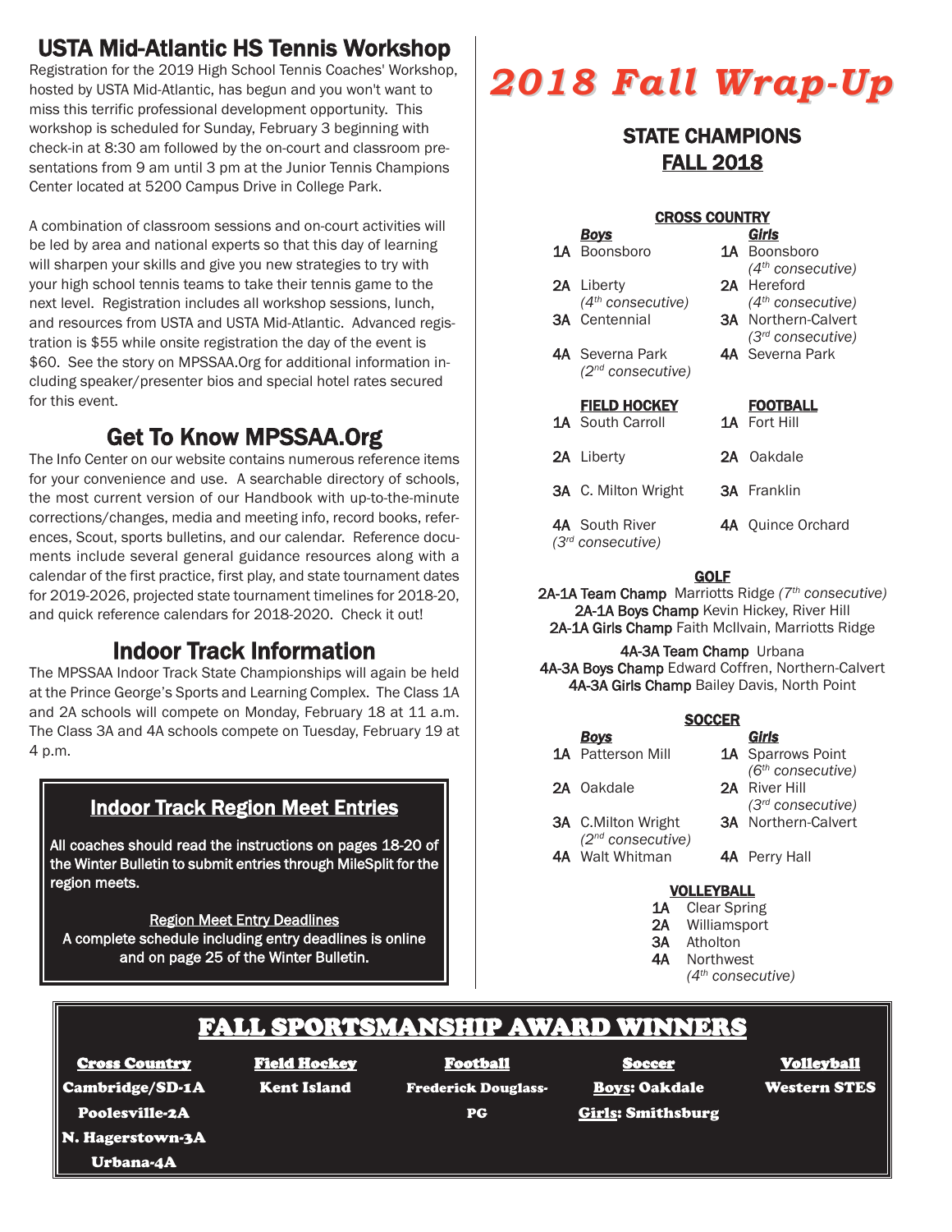## USTA Mid-Atlantic HS Tennis Workshop

Registration for the 2019 High School Tennis Coaches' Workshop, hosted by USTA Mid-Atlantic, has begun and you won't want to miss this terrific professional development opportunity. This workshop is scheduled for Sunday, February 3 beginning with check-in at 8:30 am followed by the on-court and classroom presentations from 9 am until 3 pm at the Junior Tennis Champions Center located at 5200 Campus Drive in College Park.

A combination of classroom sessions and on-court activities will be led by area and national experts so that this day of learning will sharpen your skills and give you new strategies to try with your high school tennis teams to take their tennis game to the next level. Registration includes all workshop sessions, lunch, and resources from USTA and USTA Mid-Atlantic. Advanced registration is $55 while onsite registration the day of the event is $60. See the story on MPSSAA.Org for additional information including speaker/presenter bios and special hotel rates secured for this event.

## Get To Know MPSSAA.Org

The Info Center on our website contains numerous reference items for your convenience and use. A searchable directory of schools, the most current version of our Handbook with up-to-the-minute corrections/changes, media and meeting info, record books, references, Scout, sports bulletins, and our calendar. Reference documents include several general guidance resources along with a calendar of the first practice, first play, and state tournament dates for 2019-2026, projected state tournament timelines for 2018-20, and quick reference calendars for 2018-2020. Check it out!

## Indoor Track Information

The MPSSAA Indoor Track State Championships will again be held at the Prince George's Sports and Learning Complex. The Class 1A and 2A schools will compete on Monday, February 18 at 11 a.m. The Class 3A and 4A schools compete on Tuesday, February 19 at 4 p.m.

### Indoor Track Region Meet Entries

All coaches should read the instructions on pages 18-20 of the Winter Bulletin to submit entries through MileSplit for the region meets.

**Region Meet Entry Deadlines**
A complete schedule including entry deadlines is online and on page 25 of the Winter Bulletin.

# *2018 Fall Wrap-Up*

## STATE CHAMPIONS FALL 2018

### CROSS COUNTRY

| | Boys | Girls |
|---|---|---|
| 1A | Boonsboro | Boonsboro *(4th consecutive)* |
| 2A | Liberty *(4th consecutive)* | Hereford *(4th consecutive)* |
| 3A | Centennial | Northern-Calvert *(3rd consecutive)* |
| 4A | Severna Park *(2nd consecutive)* | Severna Park |

### FIELD HOCKEY / FOOTBALL

| | Field Hockey | Football |
|---|---|---|
| 1A | South Carroll | Fort Hill |
| 2A | Liberty | Oakdale |
| 3A | C. Milton Wright | Franklin |
| 4A | South River *(3rd consecutive)* | Quince Orchard |

### GOLF

**2A-1A Team Champ** Marriotts Ridge *(7th consecutive)*
**2A-1A Boys Champ** Kevin Hickey, River Hill
**2A-1A Girls Champ** Faith McIlvain, Marriotts Ridge

**4A-3A Team Champ** Urbana
**4A-3A Boys Champ** Edward Coffren, Northern-Calvert
**4A-3A Girls Champ** Bailey Davis, North Point

### SOCCER

| | Boys | Girls |
|---|---|---|
| 1A | Patterson Mill | Sparrows Point *(6th consecutive)* |
| 2A | Oakdale | River Hill *(3rd consecutive)* |
| 3A | C.Milton Wright *(2nd consecutive)* | Northern-Calvert |
| 4A | Walt Whitman | Perry Hall |

### VOLLEYBALL

- **1A** Clear Spring
- **2A** Williamsport
- **3A** Atholton
- **4A** Northwest *(4th consecutive)*

## FALL SPORTSMANSHIP AWARD WINNERS

| Cross Country | Field Hockey | Football | Soccer | Volleyball |
|---|---|---|---|---|
| Cambridge/SD-1A<br>Poolesville-2A<br>N. Hagerstown-3A<br>Urbana-4A | Kent Island | Frederick Douglass-PG | Boys: Oakdale<br>Girls: Smithsburg | Western STES |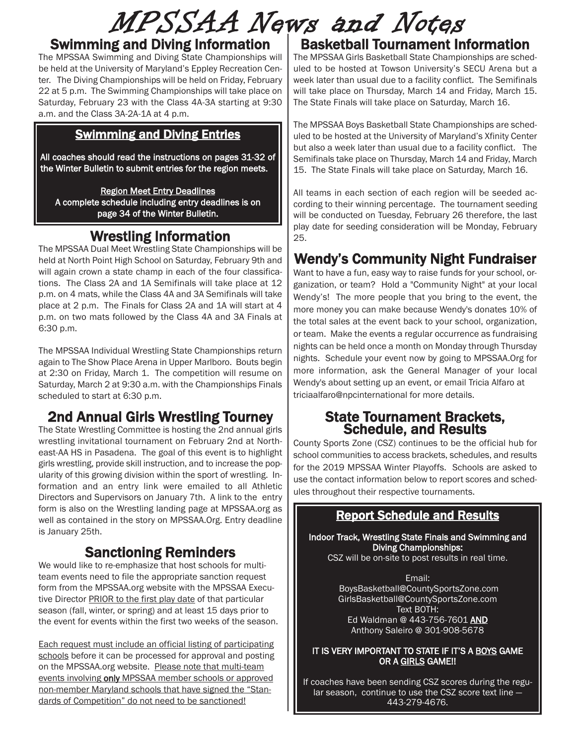# MPSSAA News and Notes

## Swimming and Diving Information

The MPSSAA Swimming and Diving State Championships will be held at the University of Maryland's Eppley Recreation Center. The Diving Championships will be held on Friday, February 22 at 5 p.m. The Swimming Championships will take place on Saturday, February 23 with the Class 4A-3A starting at 9:30 a.m. and the Class 3A-2A-1A at 4 p.m.

### Swimming and Diving Entries

**All coaches should read the instructions on pages 31-32 of the Winter Bulletin to submit entries for the region meets.**

**Region Meet Entry Deadlines**
**A complete schedule including entry deadlines is on page 34 of the Winter Bulletin.**

## Wrestling Information

The MPSSAA Dual Meet Wrestling State Championships will be held at North Point High School on Saturday, February 9th and will again crown a state champ in each of the four classifications. The Class 2A and 1A Semifinals will take place at 12 p.m. on 4 mats, while the Class 4A and 3A Semifinals will take place at 2 p.m. The Finals for Class 2A and 1A will start at 4 p.m. on two mats followed by the Class 4A and 3A Finals at 6:30 p.m.

The MPSSAA Individual Wrestling State Championships return again to The Show Place Arena in Upper Marlboro. Bouts begin at 2:30 on Friday, March 1. The competition will resume on Saturday, March 2 at 9:30 a.m. with the Championships Finals scheduled to start at 6:30 p.m.

## 2nd Annual Girls Wrestling Tourney

The State Wrestling Committee is hosting the 2nd annual girls wrestling invitational tournament on February 2nd at Northeast-AA HS in Pasadena. The goal of this event is to highlight girls wrestling, provide skill instruction, and to increase the popularity of this growing division within the sport of wrestling. Information and an entry link were emailed to all Athletic Directors and Supervisors on January 7th. A link to the entry form is also on the Wrestling landing page at MPSSAA.org as well as contained in the story on MPSSAA.Org. Entry deadline is January 25th.

## Sanctioning Reminders

We would like to re-emphasize that host schools for multi-team events need to file the appropriate sanction request form from the MPSSAA.org website with the MPSSAA Executive Director PRIOR to the first play date of that particular season (fall, winter, or spring) and at least 15 days prior to the event for events within the first two weeks of the season.

Each request must include an official listing of participating schools before it can be processed for approval and posting on the MPSSAA.org website. Please note that multi-team events involving **only** MPSSAA member schools or approved non-member Maryland schools that have signed the "Standards of Competition" do not need to be sanctioned!

## Basketball Tournament Information

The MPSSAA Girls Basketball State Championships are scheduled to be hosted at Towson University's SECU Arena but a week later than usual due to a facility conflict. The Semifinals will take place on Thursday, March 14 and Friday, March 15. The State Finals will take place on Saturday, March 16.

The MPSSAA Boys Basketball State Championships are scheduled to be hosted at the University of Maryland's Xfinity Center but also a week later than usual due to a facility conflict. The Semifinals take place on Thursday, March 14 and Friday, March 15. The State Finals will take place on Saturday, March 16.

All teams in each section of each region will be seeded according to their winning percentage. The tournament seeding will be conducted on Tuesday, February 26 therefore, the last play date for seeding consideration will be Monday, February 25.

## Wendy's Community Night Fundraiser

Want to have a fun, easy way to raise funds for your school, organization, or team? Hold a "Community Night" at your local Wendy's! The more people that you bring to the event, the more money you can make because Wendy's donates 10% of the total sales at the event back to your school, organization, or team. Make the events a regular occurrence as fundraising nights can be held once a month on Monday through Thursday nights. Schedule your event now by going to MPSSAA.Org for more information, ask the General Manager of your local Wendy's about setting up an event, or email Tricia Alfaro at triciaalfaro@npcinternational for more details.

## State Tournament Brackets, Schedule, and Results

County Sports Zone (CSZ) continues to be the official hub for school communities to access brackets, schedules, and results for the 2019 MPSSAA Winter Playoffs. Schools are asked to use the contact information below to report scores and schedules throughout their respective tournaments.

### Report Schedule and Results

**Indoor Track, Wrestling State Finals and Swimming and Diving Championships:**
CSZ will be on-site to post results in real time.

Email:
BoysBasketball@CountySportsZone.com
GirlsBasketball@CountySportsZone.com
Text BOTH:
Ed Waldman @ 443-756-7601 **AND**
Anthony Saleiro @ 301-908-5678

**IT IS VERY IMPORTANT TO STATE IF IT'S A BOYS GAME OR A GIRLS GAME!!**

If coaches have been sending CSZ scores during the regular season, continue to use the CSZ score text line — 443-279-4676.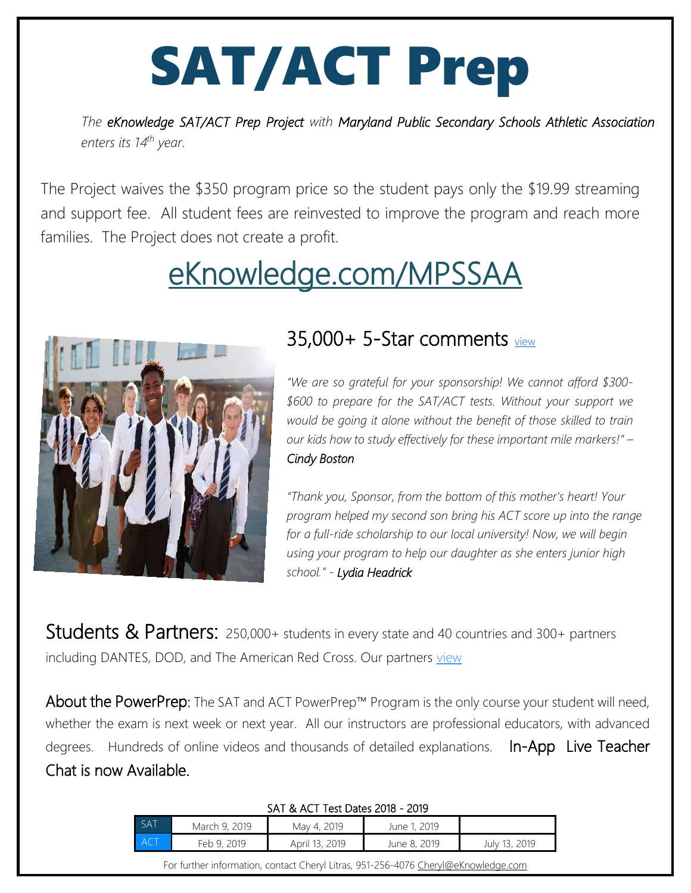# SAT/ACT Prep

*The **eKnowledge SAT/ACT Prep Project** with **Maryland Public Secondary Schools Athletic Association** enters its 14th year.*

The Project waives the $350 program price so the student pays only the $19.99 streaming and support fee. All student fees are reinvested to improve the program and reach more families. The Project does not create a profit.

## eKnowledge.com/MPSSAA

## 35,000+ 5-Star comments view

*"We are so grateful for your sponsorship! We cannot afford $300-$600 to prepare for the SAT/ACT tests. Without your support we would be going it alone without the benefit of those skilled to train our kids how to study effectively for these important mile markers!" – **Cindy Boston***

*"Thank you, Sponsor, from the bottom of this mother's heart! Your program helped my second son bring his ACT score up into the range for a full-ride scholarship to our local university! Now, we will begin using your program to help our daughter as she enters junior high school." - **Lydia Headrick***

**Students & Partners:** 250,000+ students in every state and 40 countries and 300+ partners including DANTES, DOD, and The American Red Cross. Our partners view

**About the PowerPrep:** The SAT and ACT PowerPrep™ Program is the only course your student will need, whether the exam is next week or next year. All our instructors are professional educators, with advanced degrees. Hundreds of online videos and thousands of detailed explanations. In-App Live Teacher Chat is now Available.

SAT & ACT Test Dates 2018 - 2019

| | | | | |
|---|---|---|---|---|
| SAT | March 9, 2019 | May 4, 2019 | June 1, 2019 | |
| ACT | Feb 9, 2019 | April 13, 2019 | June 8, 2019 | July 13, 2019 |

For further information, contact Cheryl Litras, 951-256-4076 Cheryl@eKnowledge.com